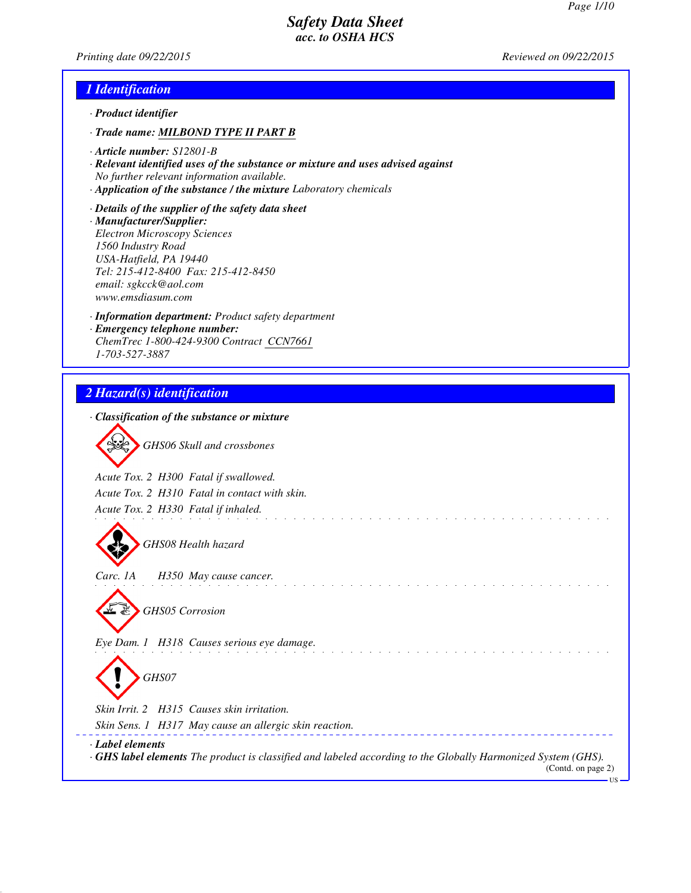# Safety Data Sheet
*acc. to OSHA HCS*

*Printing date 09/22/2015* *Reviewed on 09/22/2015*

## 1 Identification

· **Product identifier**

· **Trade name: MILBOND TYPE II PART B**

· **Article number:** S12801-B

· **Relevant identified uses of the substance or mixture and uses advised against**
No further relevant information available.

· **Application of the substance / the mixture** Laboratory chemicals

· **Details of the supplier of the safety data sheet**

· **Manufacturer/Supplier:**
Electron Microscopy Sciences
1560 Industry Road
USA-Hatfield, PA 19440
Tel: 215-412-8400 Fax: 215-412-8450
email: sgkcck@aol.com
www.emsdiasum.com

· **Information department:** Product safety department

· **Emergency telephone number:**
ChemTrec 1-800-424-9300 Contract CCN7661
1-703-527-3887

## 2 Hazard(s) identification

· **Classification of the substance or mixture**

GHS06 Skull and crossbones

Acute Tox. 2 H300 Fatal if swallowed.
Acute Tox. 2 H310 Fatal in contact with skin.
Acute Tox. 2 H330 Fatal if inhaled.

GHS08 Health hazard

Carc. 1A H350 May cause cancer.

GHS05 Corrosion

Eye Dam. 1 H318 Causes serious eye damage.

GHS07

Skin Irrit. 2 H315 Causes skin irritation.
Skin Sens. 1 H317 May cause an allergic skin reaction.

· **Label elements**

· **GHS label elements** The product is classified and labeled according to the Globally Harmonized System (GHS).

(Contd. on page 2)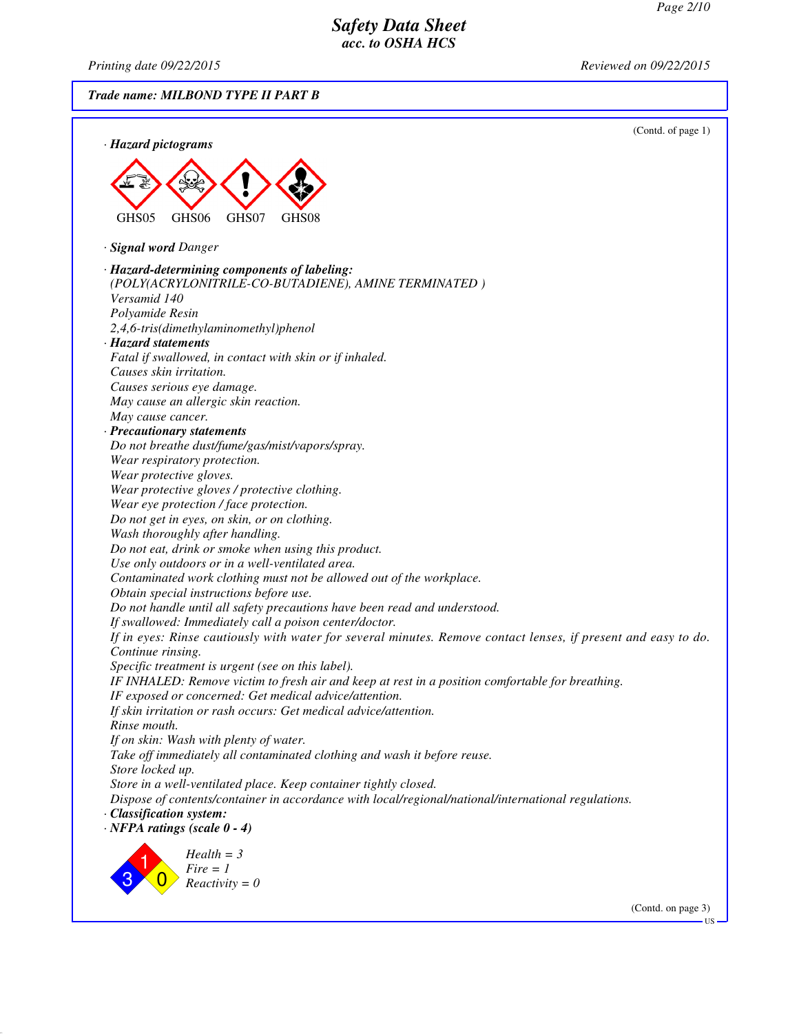# Safety Data Sheet
## acc. to OSHA HCS

Printing date 09/22/2015 | Reviewed on 09/22/2015

**Trade name: MILBOND TYPE II PART B**

(Contd. of page 1)

· **Hazard pictograms**

GHS05 GHS06 GHS07 GHS08

· **Signal word** Danger

· **Hazard-determining components of labeling:**
(POLY(ACRYLONITRILE-CO-BUTADIENE), AMINE TERMINATED )
Versamid 140
Polyamide Resin
2,4,6-tris(dimethylaminomethyl)phenol

· **Hazard statements**
Fatal if swallowed, in contact with skin or if inhaled.
Causes skin irritation.
Causes serious eye damage.
May cause an allergic skin reaction.
May cause cancer.

· **Precautionary statements**
Do not breathe dust/fume/gas/mist/vapors/spray.
Wear respiratory protection.
Wear protective gloves.
Wear protective gloves / protective clothing.
Wear eye protection / face protection.
Do not get in eyes, on skin, or on clothing.
Wash thoroughly after handling.
Do not eat, drink or smoke when using this product.
Use only outdoors or in a well-ventilated area.
Contaminated work clothing must not be allowed out of the workplace.
Obtain special instructions before use.
Do not handle until all safety precautions have been read and understood.
If swallowed: Immediately call a poison center/doctor.
If in eyes: Rinse cautiously with water for several minutes. Remove contact lenses, if present and easy to do. Continue rinsing.
Specific treatment is urgent (see on this label).
IF INHALED: Remove victim to fresh air and keep at rest in a position comfortable for breathing.
IF exposed or concerned: Get medical advice/attention.
If skin irritation or rash occurs: Get medical advice/attention.
Rinse mouth.
If on skin: Wash with plenty of water.
Take off immediately all contaminated clothing and wash it before reuse.
Store locked up.
Store in a well-ventilated place. Keep container tightly closed.
Dispose of contents/container in accordance with local/regional/national/international regulations.

· **Classification system:**

· **NFPA ratings (scale 0 - 4)**

Health = 3
Fire = 1
Reactivity = 0

(Contd. on page 3)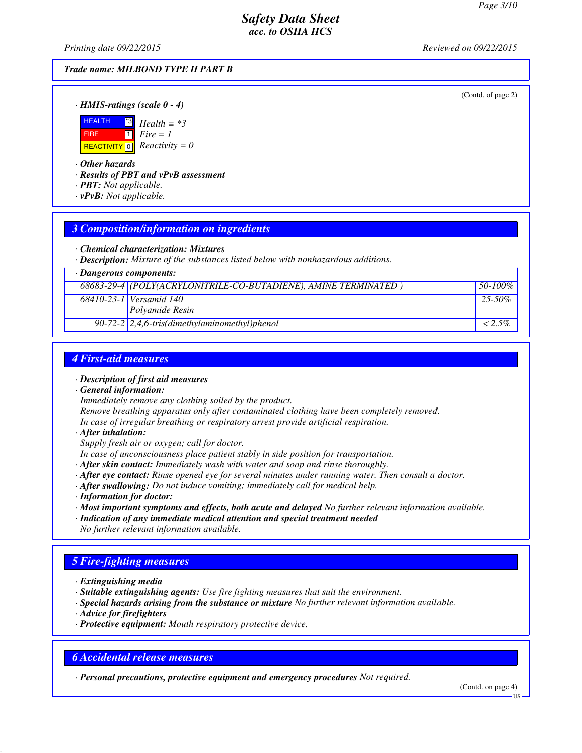**Safety Data Sheet**
**acc. to OSHA HCS**

Printing date 09/22/2015 Reviewed on 09/22/2015

**Trade name: MILBOND TYPE II PART B**

(Contd. of page 2)

· ***HMIS-ratings (scale 0 - 4)***

| | | |
|---|---|---|
| HEALTH | *3 | *Health = *3* |
| FIRE | 1 | *Fire = 1* |
| REACTIVITY | 0 | *Reactivity = 0* |

· ***Other hazards***
· ***Results of PBT and vPvB assessment***
· ***PBT:*** *Not applicable.*
· ***vPvB:*** *Not applicable.*

## 3 Composition/information on ingredients

· ***Chemical characterization: Mixtures***
· ***Description:*** *Mixture of the substances listed below with nonhazardous additions.*

| · **Dangerous components:** | | |
|---|---|---|
| 68683-29-4 | (POLY(ACRYLONITRILE-CO-BUTADIENE), AMINE TERMINATED ) | 50-100% |
| 68410-23-1 | Versamid 140 Polyamide Resin | 25-50% |
| 90-72-2 | 2,4,6-tris(dimethylaminomethyl)phenol | ≤ 2.5% |

## 4 First-aid measures

· ***Description of first aid measures***
· ***General information:***
*Immediately remove any clothing soiled by the product.*
*Remove breathing apparatus only after contaminated clothing have been completely removed.*
*In case of irregular breathing or respiratory arrest provide artificial respiration.*
· ***After inhalation:***
*Supply fresh air or oxygen; call for doctor.*
*In case of unconsciousness place patient stably in side position for transportation.*
· ***After skin contact:*** *Immediately wash with water and soap and rinse thoroughly.*
· ***After eye contact:*** *Rinse opened eye for several minutes under running water. Then consult a doctor.*
· ***After swallowing:*** *Do not induce vomiting; immediately call for medical help.*
· ***Information for doctor:***
· ***Most important symptoms and effects, both acute and delayed*** *No further relevant information available.*
· ***Indication of any immediate medical attention and special treatment needed***
*No further relevant information available.*

## 5 Fire-fighting measures

· ***Extinguishing media***
· ***Suitable extinguishing agents:*** *Use fire fighting measures that suit the environment.*
· ***Special hazards arising from the substance or mixture*** *No further relevant information available.*
· ***Advice for firefighters***
· ***Protective equipment:*** *Mouth respiratory protective device.*

## 6 Accidental release measures

· ***Personal precautions, protective equipment and emergency procedures*** *Not required.*

(Contd. on page 4)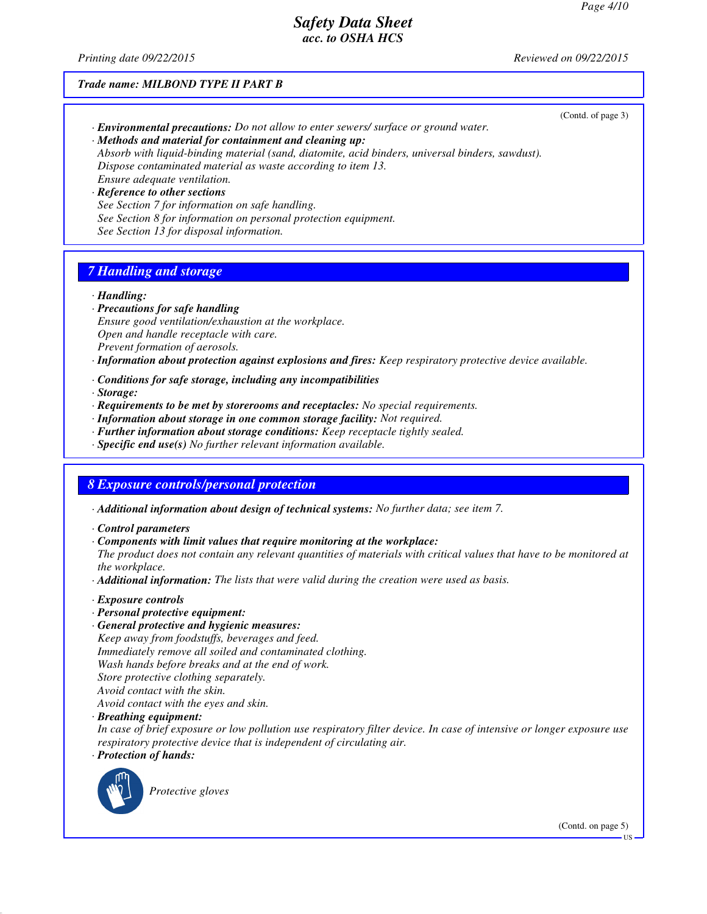**Trade name: MILBOND TYPE II PART B**

(Contd. of page 3)

· **Environmental precautions:** Do not allow to enter sewers/ surface or ground water.
· **Methods and material for containment and cleaning up:**
Absorb with liquid-binding material (sand, diatomite, acid binders, universal binders, sawdust).
Dispose contaminated material as waste according to item 13.
Ensure adequate ventilation.
· **Reference to other sections**
See Section 7 for information on safe handling.
See Section 8 for information on personal protection equipment.
See Section 13 for disposal information.

## 7 Handling and storage

· **Handling:**
· **Precautions for safe handling**
Ensure good ventilation/exhaustion at the workplace.
Open and handle receptacle with care.
Prevent formation of aerosols.
· **Information about protection against explosions and fires:** Keep respiratory protective device available.

· **Conditions for safe storage, including any incompatibilities**
· **Storage:**
· **Requirements to be met by storerooms and receptacles:** No special requirements.
· **Information about storage in one common storage facility:** Not required.
· **Further information about storage conditions:** Keep receptacle tightly sealed.
· **Specific end use(s)** No further relevant information available.

## 8 Exposure controls/personal protection

· **Additional information about design of technical systems:** No further data; see item 7.

· **Control parameters**
· **Components with limit values that require monitoring at the workplace:**
The product does not contain any relevant quantities of materials with critical values that have to be monitored at the workplace.
· **Additional information:** The lists that were valid during the creation were used as basis.

· **Exposure controls**
· **Personal protective equipment:**
· **General protective and hygienic measures:**
Keep away from foodstuffs, beverages and feed.
Immediately remove all soiled and contaminated clothing.
Wash hands before breaks and at the end of work.
Store protective clothing separately.
Avoid contact with the skin.
Avoid contact with the eyes and skin.
· **Breathing equipment:**
In case of brief exposure or low pollution use respiratory filter device. In case of intensive or longer exposure use respiratory protective device that is independent of circulating air.
· **Protection of hands:**

Protective gloves

(Contd. on page 5)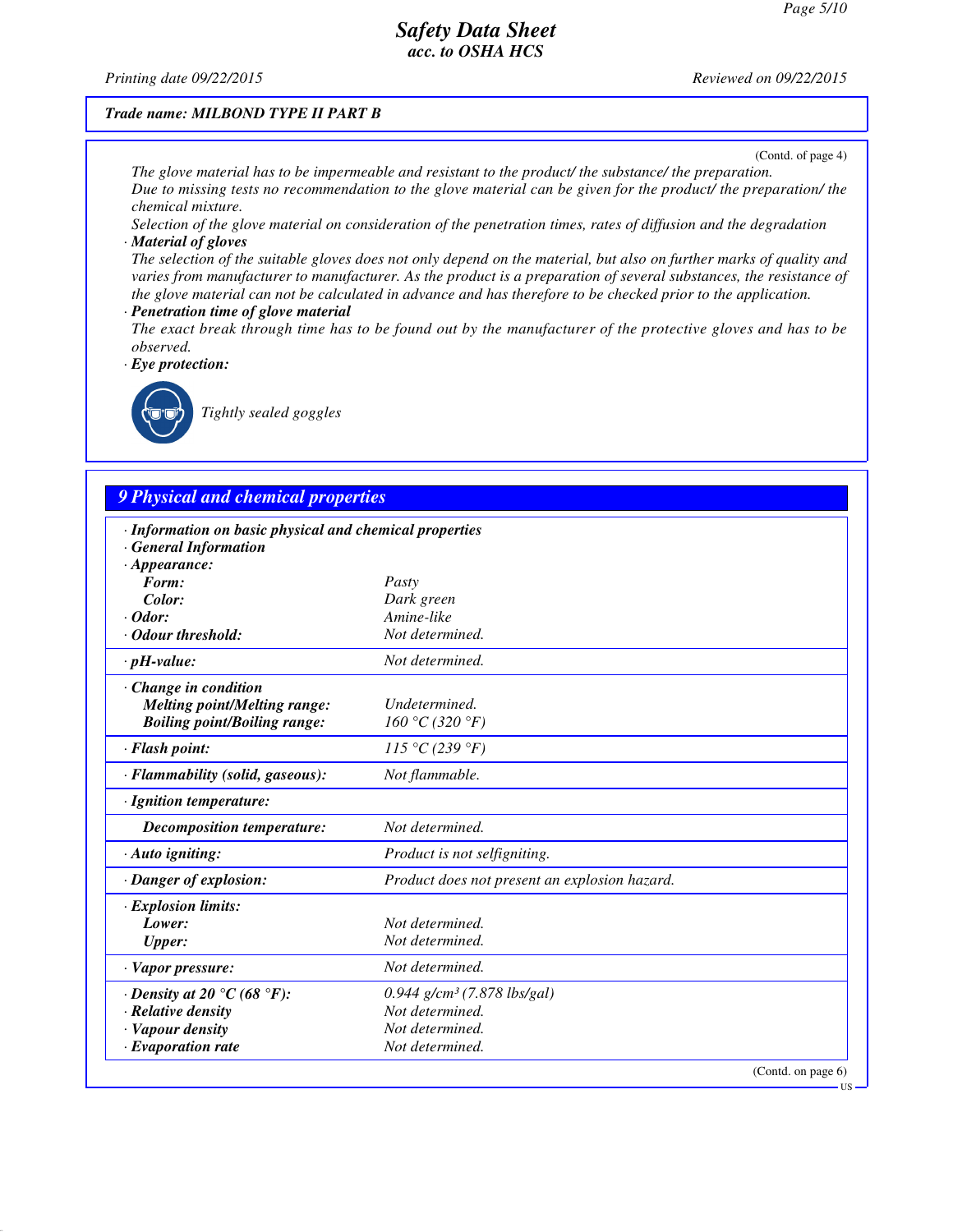Trade name: MILBOND TYPE II PART B

(Contd. of page 4)

*The glove material has to be impermeable and resistant to the product/ the substance/ the preparation.*
*Due to missing tests no recommendation to the glove material can be given for the product/ the preparation/ the chemical mixture.*
*Selection of the glove material on consideration of the penetration times, rates of diffusion and the degradation*

· **Material of gloves**
*The selection of the suitable gloves does not only depend on the material, but also on further marks of quality and varies from manufacturer to manufacturer. As the product is a preparation of several substances, the resistance of the glove material can not be calculated in advance and has therefore to be checked prior to the application.*

· **Penetration time of glove material**
*The exact break through time has to be found out by the manufacturer of the protective gloves and has to be observed.*

· **Eye protection:**

*Tightly sealed goggles*

## 9 Physical and chemical properties

| | |
|---|---|
| · **Information on basic physical and chemical properties** | |
| · **General Information** | |
| · **Appearance:** | |
| **Form:** | Pasty |
| **Color:** | Dark green |
| · **Odor:** | Amine-like |
| · **Odour threshold:** | Not determined. |
| · **pH-value:** | Not determined. |
| · **Change in condition** | |
| **Melting point/Melting range:** | Undetermined. |
| **Boiling point/Boiling range:** | 160 °C (320 °F) |
| · **Flash point:** | 115 °C (239 °F) |
| · **Flammability (solid, gaseous):** | Not flammable. |
| · **Ignition temperature:** | |
| **Decomposition temperature:** | Not determined. |
| · **Auto igniting:** | Product is not selfigniting. |
| · **Danger of explosion:** | Product does not present an explosion hazard. |
| · **Explosion limits:** | |
| **Lower:** | Not determined. |
| **Upper:** | Not determined. |
| · **Vapor pressure:** | Not determined. |
| · **Density at 20 °C (68 °F):** | 0.944 g/cm³ (7.878 lbs/gal) |
| · **Relative density** | Not determined. |
| · **Vapour density** | Not determined. |
| · **Evaporation rate** | Not determined. |

(Contd. on page 6)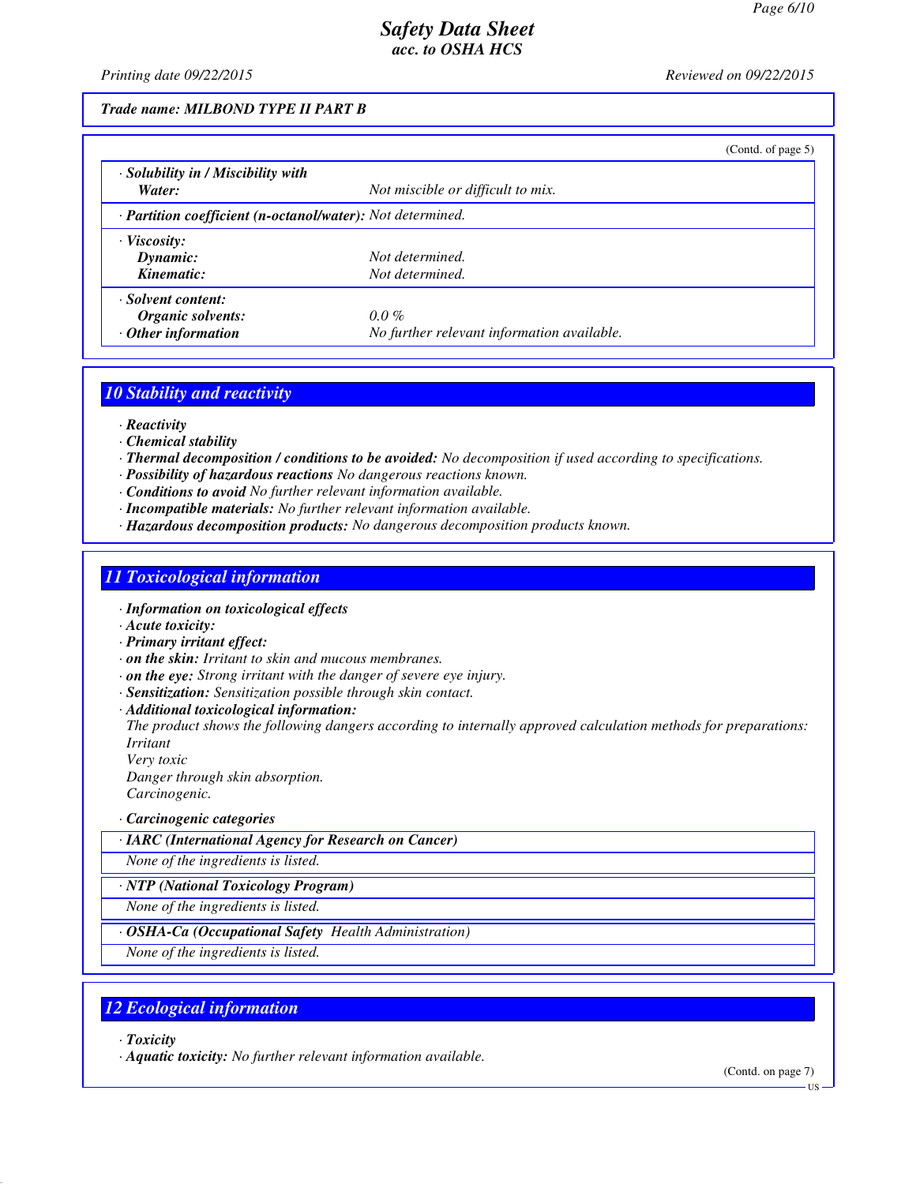**Trade name: MILBOND TYPE II PART B**

(Contd. of page 5)

| | |
|---|---|
| · **Solubility in / Miscibility with** | |
| **Water:** | Not miscible or difficult to mix. |
| · **Partition coefficient (n-octanol/water):** | Not determined. |
| · **Viscosity:** | |
| **Dynamic:** | Not determined. |
| **Kinematic:** | Not determined. |
| · **Solvent content:** | |
| **Organic solvents:** | 0.0 % |
| · **Other information** | No further relevant information available. |

## 10 Stability and reactivity

- · **Reactivity**
- · **Chemical stability**
- · **Thermal decomposition / conditions to be avoided:** No decomposition if used according to specifications.
- · **Possibility of hazardous reactions** No dangerous reactions known.
- · **Conditions to avoid** No further relevant information available.
- · **Incompatible materials:** No further relevant information available.
- · **Hazardous decomposition products:** No dangerous decomposition products known.

## 11 Toxicological information

- · **Information on toxicological effects**
- · **Acute toxicity:**
- · **Primary irritant effect:**
- · **on the skin:** Irritant to skin and mucous membranes.
- · **on the eye:** Strong irritant with the danger of severe eye injury.
- · **Sensitization:** Sensitization possible through skin contact.
- · **Additional toxicological information:**

  The product shows the following dangers according to internally approved calculation methods for preparations:
  Irritant
  Very toxic
  Danger through skin absorption.
  Carcinogenic.

- · **Carcinogenic categories**

| · **IARC (International Agency for Research on Cancer)** |
|---|
| None of the ingredients is listed. |

| · **NTP (National Toxicology Program)** |
|---|
| None of the ingredients is listed. |

| · **OSHA-Ca (Occupational Safety Health Administration)** |
|---|
| None of the ingredients is listed. |

## 12 Ecological information

- · **Toxicity**
- · **Aquatic toxicity:** No further relevant information available.

(Contd. on page 7)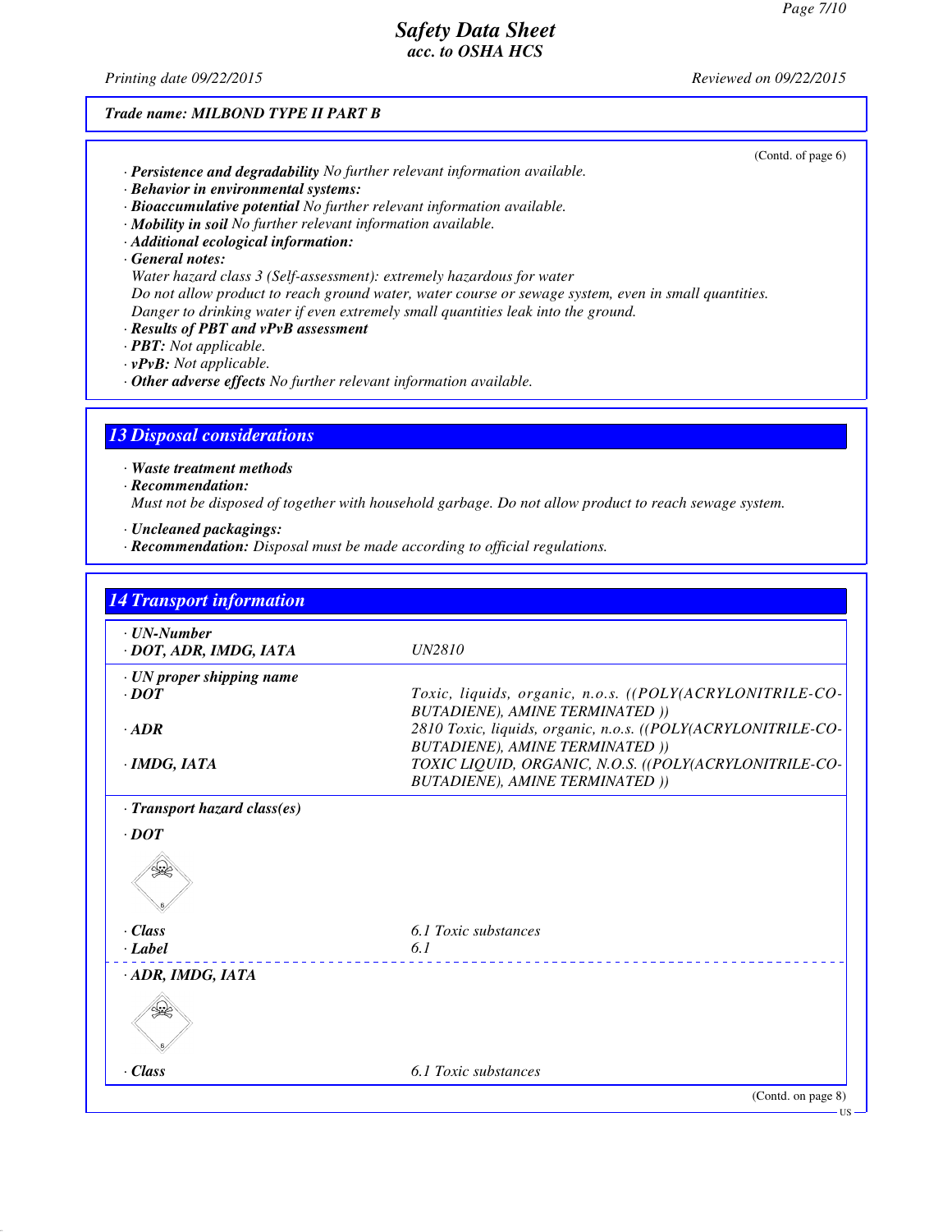Trade name: MILBOND TYPE II PART B

(Contd. of page 6)

· **Persistence and degradability** No further relevant information available.
· **Behavior in environmental systems:**
· **Bioaccumulative potential** No further relevant information available.
· **Mobility in soil** No further relevant information available.
· **Additional ecological information:**
· **General notes:**
Water hazard class 3 (Self-assessment): extremely hazardous for water
Do not allow product to reach ground water, water course or sewage system, even in small quantities.
Danger to drinking water if even extremely small quantities leak into the ground.
· **Results of PBT and vPvB assessment**
· **PBT:** Not applicable.
· **vPvB:** Not applicable.
· **Other adverse effects** No further relevant information available.

## 13 Disposal considerations

· **Waste treatment methods**
· **Recommendation:**
Must not be disposed of together with household garbage. Do not allow product to reach sewage system.

· **Uncleaned packagings:**
· **Recommendation:** Disposal must be made according to official regulations.

## 14 Transport information

| | |
|---|---|
| · **UN-Number** | |
| · **DOT, ADR, IMDG, IATA** | UN2810 |
| · **UN proper shipping name** | |
| · **DOT** | Toxic, liquids, organic, n.o.s. ((POLY(ACRYLONITRILE-CO-BUTADIENE), AMINE TERMINATED )) |
| · **ADR** | 2810 Toxic, liquids, organic, n.o.s. ((POLY(ACRYLONITRILE-CO-BUTADIENE), AMINE TERMINATED )) |
| · **IMDG, IATA** | TOXIC LIQUID, ORGANIC, N.O.S. ((POLY(ACRYLONITRILE-CO-BUTADIENE), AMINE TERMINATED )) |
| · **Transport hazard class(es)** | |
| · **DOT** | |
| · **Class** | 6.1 Toxic substances |
| · **Label** | 6.1 |
| · **ADR, IMDG, IATA** | |
| · **Class** | 6.1 Toxic substances |

(Contd. on page 8)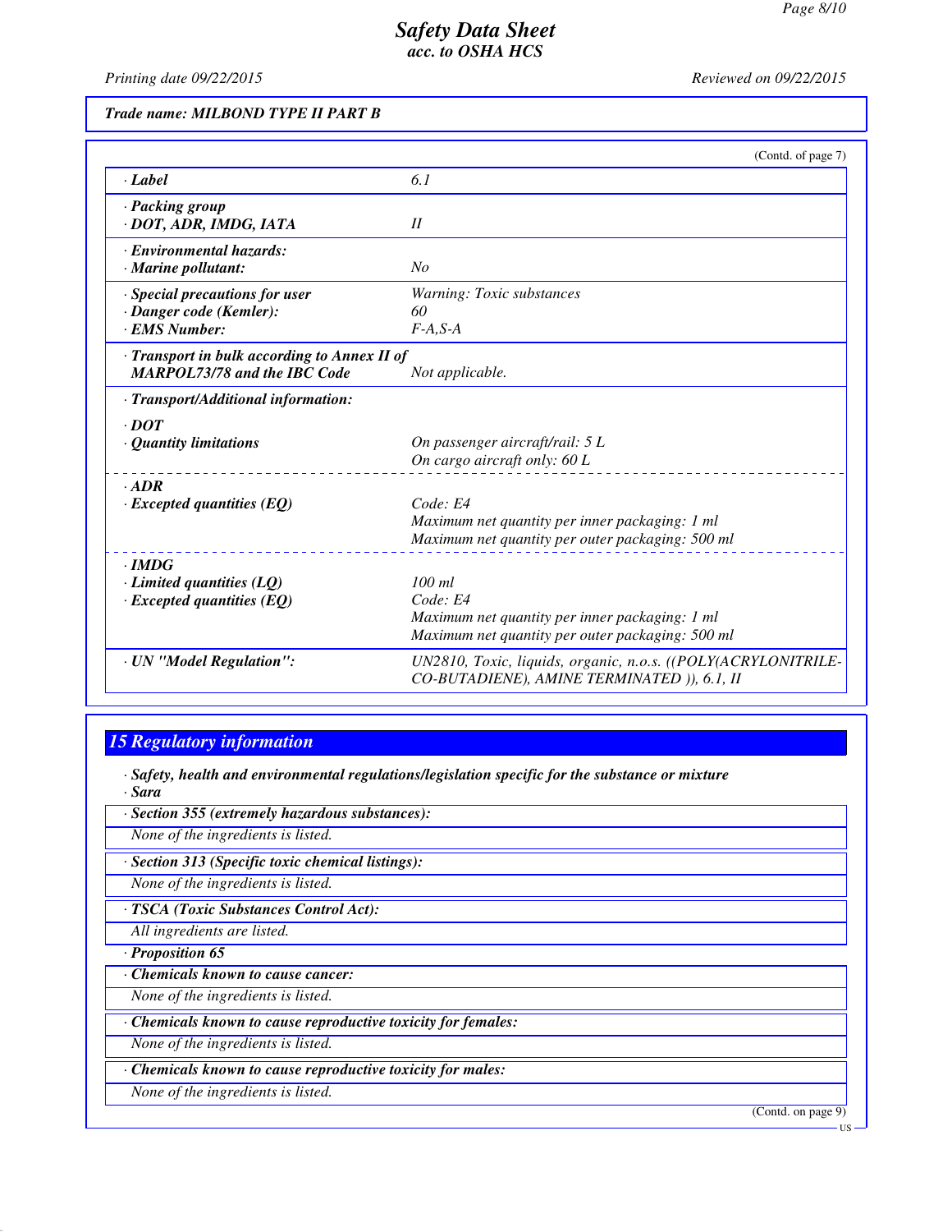Safety Data Sheet
acc. to OSHA HCS

Printing date 09/22/2015 Reviewed on 09/22/2015

**Trade name: MILBOND TYPE II PART B**

(Contd. of page 7)

| | |
|---|---|
| · **Label** | 6.1 |
| · **Packing group** <br> · **DOT, ADR, IMDG, IATA** | II |
| · **Environmental hazards:** <br> · **Marine pollutant:** | No |
| · **Special precautions for user** <br> · **Danger code (Kemler):** <br> · **EMS Number:** | Warning: Toxic substances <br> 60 <br> F-A,S-A |
| · **Transport in bulk according to Annex II of MARPOL73/78 and the IBC Code** | Not applicable. |
| · **Transport/Additional information:** | |
| · **DOT** <br> · **Quantity limitations** | On passenger aircraft/rail: 5 L <br> On cargo aircraft only: 60 L |
| · **ADR** <br> · **Excepted quantities (EQ)** | Code: E4 <br> Maximum net quantity per inner packaging: 1 ml <br> Maximum net quantity per outer packaging: 500 ml |
| · **IMDG** <br> · **Limited quantities (LQ)** <br> · **Excepted quantities (EQ)** | 100 ml <br> Code: E4 <br> Maximum net quantity per inner packaging: 1 ml <br> Maximum net quantity per outer packaging: 500 ml |
| · **UN "Model Regulation":** | UN2810, Toxic, liquids, organic, n.o.s. ((POLY(ACRYLONITRILE-CO-BUTADIENE), AMINE TERMINATED )), 6.1, II |

## 15 Regulatory information

· **Safety, health and environmental regulations/legislation specific for the substance or mixture**
· **Sara**

· **Section 355 (extremely hazardous substances):**
None of the ingredients is listed.

· **Section 313 (Specific toxic chemical listings):**
None of the ingredients is listed.

· **TSCA (Toxic Substances Control Act):**
All ingredients are listed.

· **Proposition 65**

· **Chemicals known to cause cancer:**
None of the ingredients is listed.

· **Chemicals known to cause reproductive toxicity for females:**
None of the ingredients is listed.

· **Chemicals known to cause reproductive toxicity for males:**
None of the ingredients is listed.

(Contd. on page 9)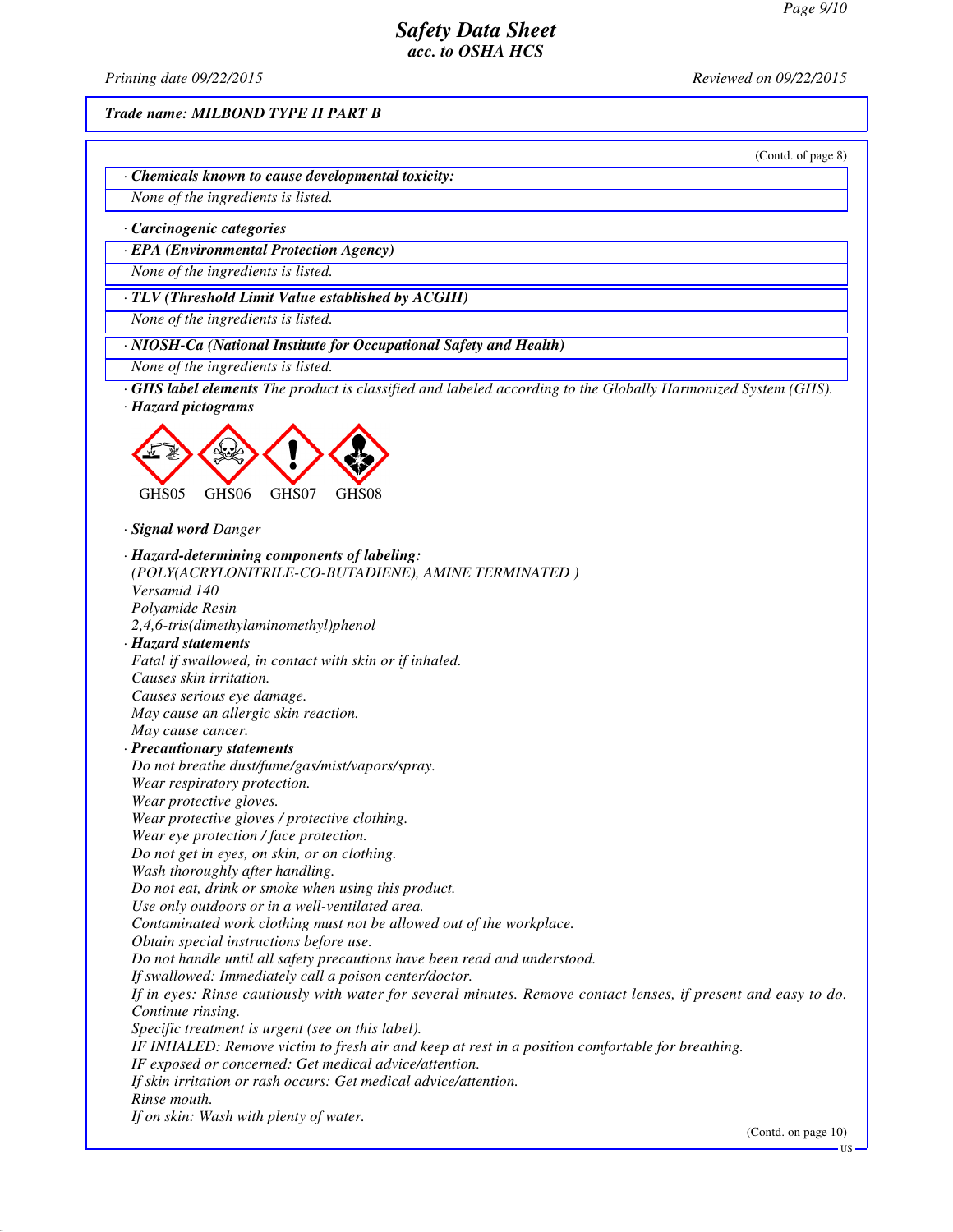**Trade name: MILBOND TYPE II PART B**

(Contd. of page 8)

· **Chemicals known to cause developmental toxicity:**

None of the ingredients is listed.

· **Carcinogenic categories**

· **EPA (Environmental Protection Agency)**

None of the ingredients is listed.

· **TLV (Threshold Limit Value established by ACGIH)**

None of the ingredients is listed.

· **NIOSH-Ca (National Institute for Occupational Safety and Health)**

None of the ingredients is listed.

· **GHS label elements** The product is classified and labeled according to the Globally Harmonized System (GHS).

· **Hazard pictograms**

GHS05 GHS06 GHS07 GHS08

· **Signal word** Danger

· **Hazard-determining components of labeling:**

(POLY(ACRYLONITRILE-CO-BUTADIENE), AMINE TERMINATED )
Versamid 140
Polyamide Resin
2,4,6-tris(dimethylaminomethyl)phenol

· **Hazard statements**

Fatal if swallowed, in contact with skin or if inhaled.
Causes skin irritation.
Causes serious eye damage.
May cause an allergic skin reaction.
May cause cancer.

· **Precautionary statements**

Do not breathe dust/fume/gas/mist/vapors/spray.
Wear respiratory protection.
Wear protective gloves.
Wear protective gloves / protective clothing.
Wear eye protection / face protection.
Do not get in eyes, on skin, or on clothing.
Wash thoroughly after handling.
Do not eat, drink or smoke when using this product.
Use only outdoors or in a well-ventilated area.
Contaminated work clothing must not be allowed out of the workplace.
Obtain special instructions before use.
Do not handle until all safety precautions have been read and understood.
If swallowed: Immediately call a poison center/doctor.
If in eyes: Rinse cautiously with water for several minutes. Remove contact lenses, if present and easy to do. Continue rinsing.
Specific treatment is urgent (see on this label).
IF INHALED: Remove victim to fresh air and keep at rest in a position comfortable for breathing.
IF exposed or concerned: Get medical advice/attention.
If skin irritation or rash occurs: Get medical advice/attention.
Rinse mouth.
If on skin: Wash with plenty of water.

(Contd. on page 10)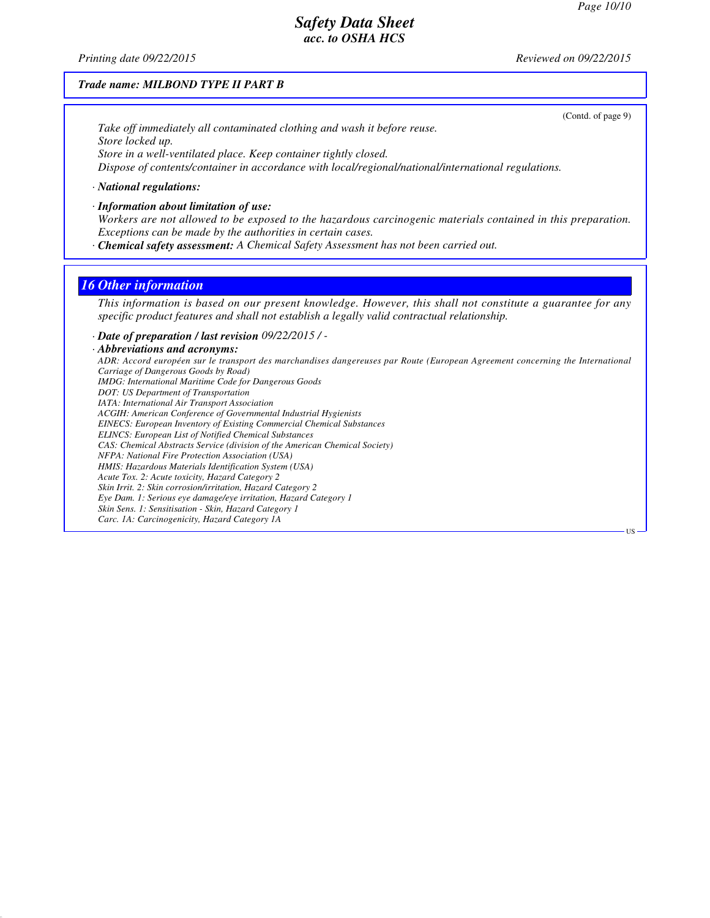(Contd. of page 9)

Take off immediately all contaminated clothing and wash it before reuse.
Store locked up.
Store in a well-ventilated place. Keep container tightly closed.
Dispose of contents/container in accordance with local/regional/national/international regulations.

· **National regulations:**

· **Information about limitation of use:**
Workers are not allowed to be exposed to the hazardous carcinogenic materials contained in this preparation. Exceptions can be made by the authorities in certain cases.

· **Chemical safety assessment:** A Chemical Safety Assessment has not been carried out.

## 16 Other information

This information is based on our present knowledge. However, this shall not constitute a guarantee for any specific product features and shall not establish a legally valid contractual relationship.

· **Date of preparation / last revision** 09/22/2015 / -

· **Abbreviations and acronyms:**
ADR: Accord européen sur le transport des marchandises dangereuses par Route (European Agreement concerning the International Carriage of Dangerous Goods by Road)
IMDG: International Maritime Code for Dangerous Goods
DOT: US Department of Transportation
IATA: International Air Transport Association
ACGIH: American Conference of Governmental Industrial Hygienists
EINECS: European Inventory of Existing Commercial Chemical Substances
ELINCS: European List of Notified Chemical Substances
CAS: Chemical Abstracts Service (division of the American Chemical Society)
NFPA: National Fire Protection Association (USA)
HMIS: Hazardous Materials Identification System (USA)
Acute Tox. 2: Acute toxicity, Hazard Category 2
Skin Irrit. 2: Skin corrosion/irritation, Hazard Category 2
Eye Dam. 1: Serious eye damage/eye irritation, Hazard Category 1
Skin Sens. 1: Sensitisation - Skin, Hazard Category 1
Carc. 1A: Carcinogenicity, Hazard Category 1A